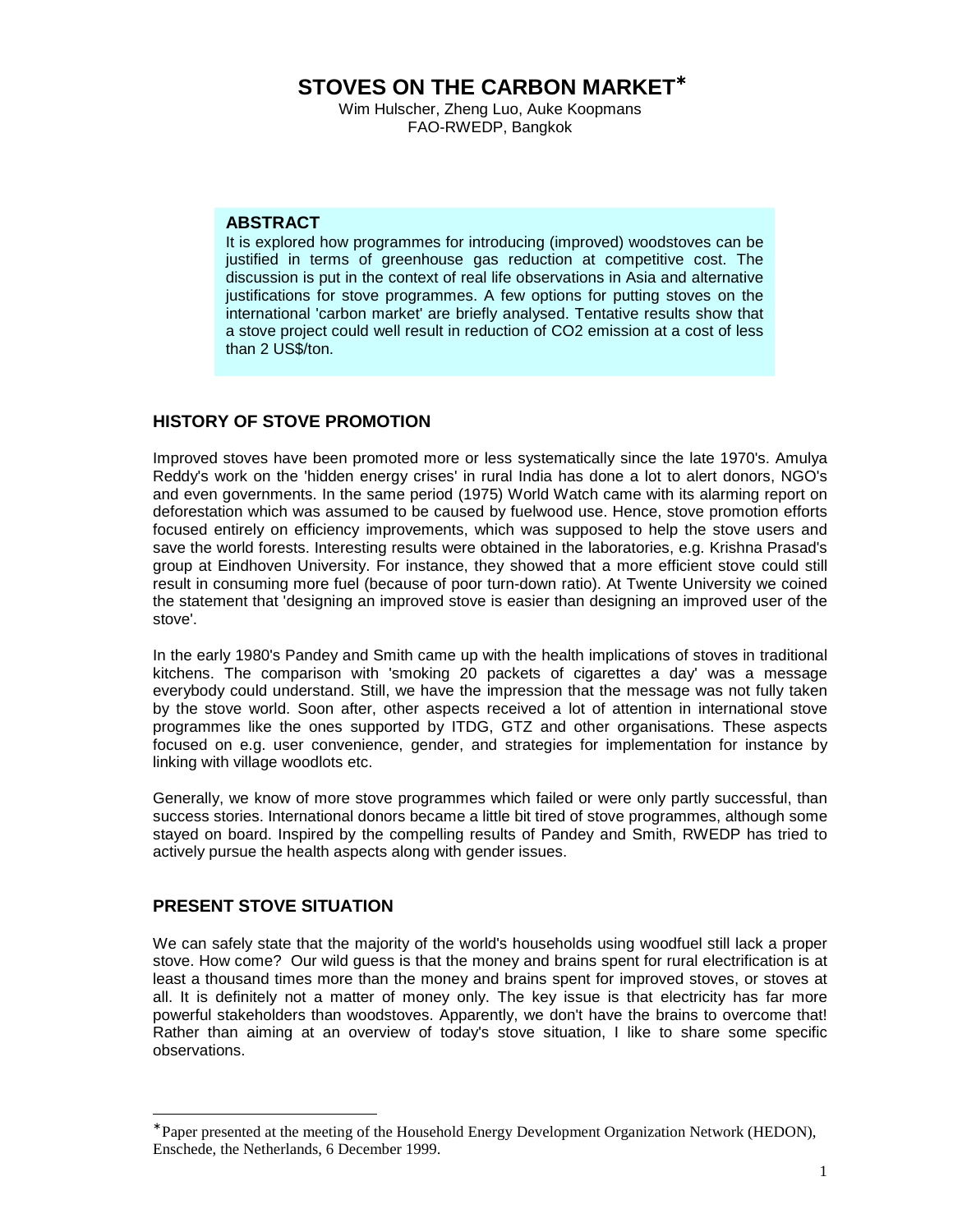# STOVES ON THE CARBON MARKET*

Wim Hulscher, Zheng Luo, Auke Koopmans
FAO-RWEDP, Bangkok

**ABSTRACT**

It is explored how programmes for introducing (improved) woodstoves can be justified in terms of greenhouse gas reduction at competitive cost. The discussion is put in the context of real life observations in Asia and alternative justifications for stove programmes. A few options for putting stoves on the international 'carbon market' are briefly analysed. Tentative results show that a stove project could well result in reduction of CO2 emission at a cost of less than 2 US$/ton.

## HISTORY OF STOVE PROMOTION

Improved stoves have been promoted more or less systematically since the late 1970's. Amulya Reddy's work on the 'hidden energy crises' in rural India has done a lot to alert donors, NGO's and even governments. In the same period (1975) World Watch came with its alarming report on deforestation which was assumed to be caused by fuelwood use. Hence, stove promotion efforts focused entirely on efficiency improvements, which was supposed to help the stove users and save the world forests. Interesting results were obtained in the laboratories, e.g. Krishna Prasad's group at Eindhoven University. For instance, they showed that a more efficient stove could still result in consuming more fuel (because of poor turn-down ratio). At Twente University we coined the statement that 'designing an improved stove is easier than designing an improved user of the stove'.

In the early 1980's Pandey and Smith came up with the health implications of stoves in traditional kitchens. The comparison with 'smoking 20 packets of cigarettes a day' was a message everybody could understand. Still, we have the impression that the message was not fully taken by the stove world. Soon after, other aspects received a lot of attention in international stove programmes like the ones supported by ITDG, GTZ and other organisations. These aspects focused on e.g. user convenience, gender, and strategies for implementation for instance by linking with village woodlots etc.

Generally, we know of more stove programmes which failed or were only partly successful, than success stories. International donors became a little bit tired of stove programmes, although some stayed on board. Inspired by the compelling results of Pandey and Smith, RWEDP has tried to actively pursue the health aspects along with gender issues.

## PRESENT STOVE SITUATION

We can safely state that the majority of the world's households using woodfuel still lack a proper stove. How come? Our wild guess is that the money and brains spent for rural electrification is at least a thousand times more than the money and brains spent for improved stoves, or stoves at all. It is definitely not a matter of money only. The key issue is that electricity has far more powerful stakeholders than woodstoves. Apparently, we don't have the brains to overcome that! Rather than aiming at an overview of today's stove situation, I like to share some specific observations.

---

*Paper presented at the meeting of the Household Energy Development Organization Network (HEDON), Enschede, the Netherlands, 6 December 1999.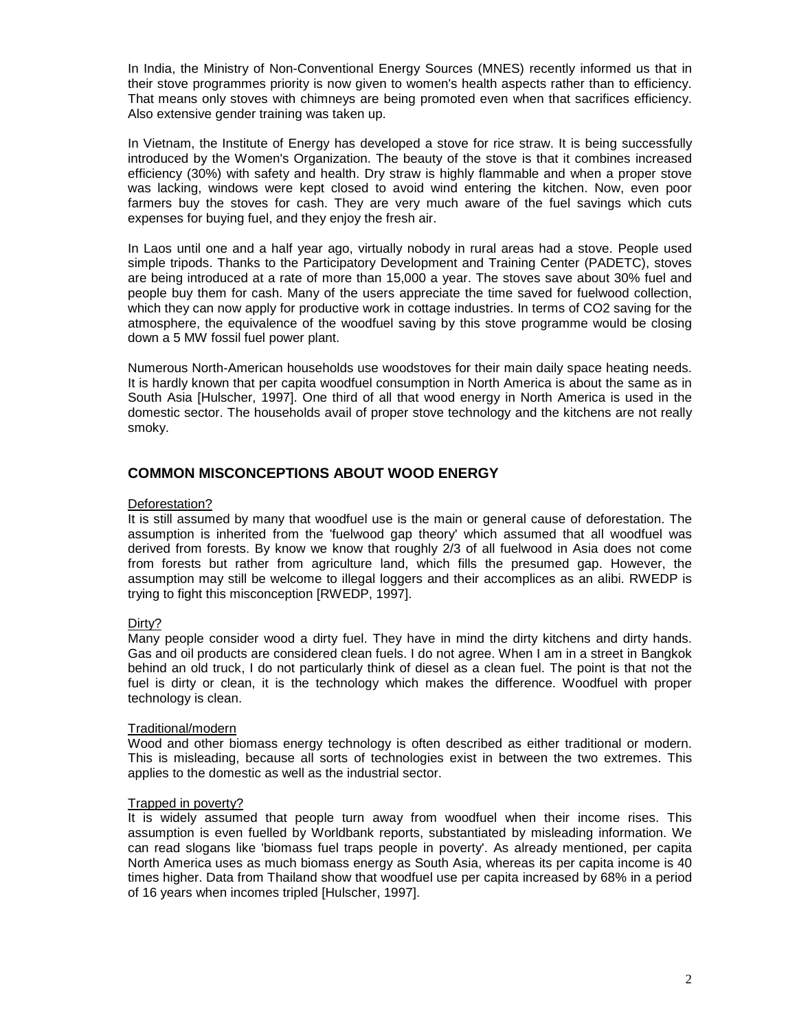In India, the Ministry of Non-Conventional Energy Sources (MNES) recently informed us that in their stove programmes priority is now given to women's health aspects rather than to efficiency. That means only stoves with chimneys are being promoted even when that sacrifices efficiency. Also extensive gender training was taken up.

In Vietnam, the Institute of Energy has developed a stove for rice straw. It is being successfully introduced by the Women's Organization. The beauty of the stove is that it combines increased efficiency (30%) with safety and health. Dry straw is highly flammable and when a proper stove was lacking, windows were kept closed to avoid wind entering the kitchen. Now, even poor farmers buy the stoves for cash. They are very much aware of the fuel savings which cuts expenses for buying fuel, and they enjoy the fresh air.

In Laos until one and a half year ago, virtually nobody in rural areas had a stove. People used simple tripods. Thanks to the Participatory Development and Training Center (PADETC), stoves are being introduced at a rate of more than 15,000 a year. The stoves save about 30% fuel and people buy them for cash. Many of the users appreciate the time saved for fuelwood collection, which they can now apply for productive work in cottage industries. In terms of $CO_2$ saving for the atmosphere, the equivalence of the woodfuel saving by this stove programme would be closing down a 5 MW fossil fuel power plant.

Numerous North-American households use woodstoves for their main daily space heating needs. It is hardly known that per capita woodfuel consumption in North America is about the same as in South Asia [Hulscher, 1997]. One third of all that wood energy in North America is used in the domestic sector. The households avail of proper stove technology and the kitchens are not really smoky.

## COMMON MISCONCEPTIONS ABOUT WOOD ENERGY

<u>Deforestation?</u>

It is still assumed by many that woodfuel use is the main or general cause of deforestation. The assumption is inherited from the 'fuelwood gap theory' which assumed that all woodfuel was derived from forests. By know we know that roughly 2/3 of all fuelwood in Asia does not come from forests but rather from agriculture land, which fills the presumed gap. However, the assumption may still be welcome to illegal loggers and their accomplices as an alibi. RWEDP is trying to fight this misconception [RWEDP, 1997].

<u>Dirty?</u>

Many people consider wood a dirty fuel. They have in mind the dirty kitchens and dirty hands. Gas and oil products are considered clean fuels. I do not agree. When I am in a street in Bangkok behind an old truck, I do not particularly think of diesel as a clean fuel. The point is that not the fuel is dirty or clean, it is the technology which makes the difference. Woodfuel with proper technology is clean.

<u>Traditional/modern</u>

Wood and other biomass energy technology is often described as either traditional or modern. This is misleading, because all sorts of technologies exist in between the two extremes. This applies to the domestic as well as the industrial sector.

<u>Trapped in poverty?</u>

It is widely assumed that people turn away from woodfuel when their income rises. This assumption is even fuelled by Worldbank reports, substantiated by misleading information. We can read slogans like 'biomass fuel traps people in poverty'. As already mentioned, per capita North America uses as much biomass energy as South Asia, whereas its per capita income is 40 times higher. Data from Thailand show that woodfuel use per capita increased by 68% in a period of 16 years when incomes tripled [Hulscher, 1997].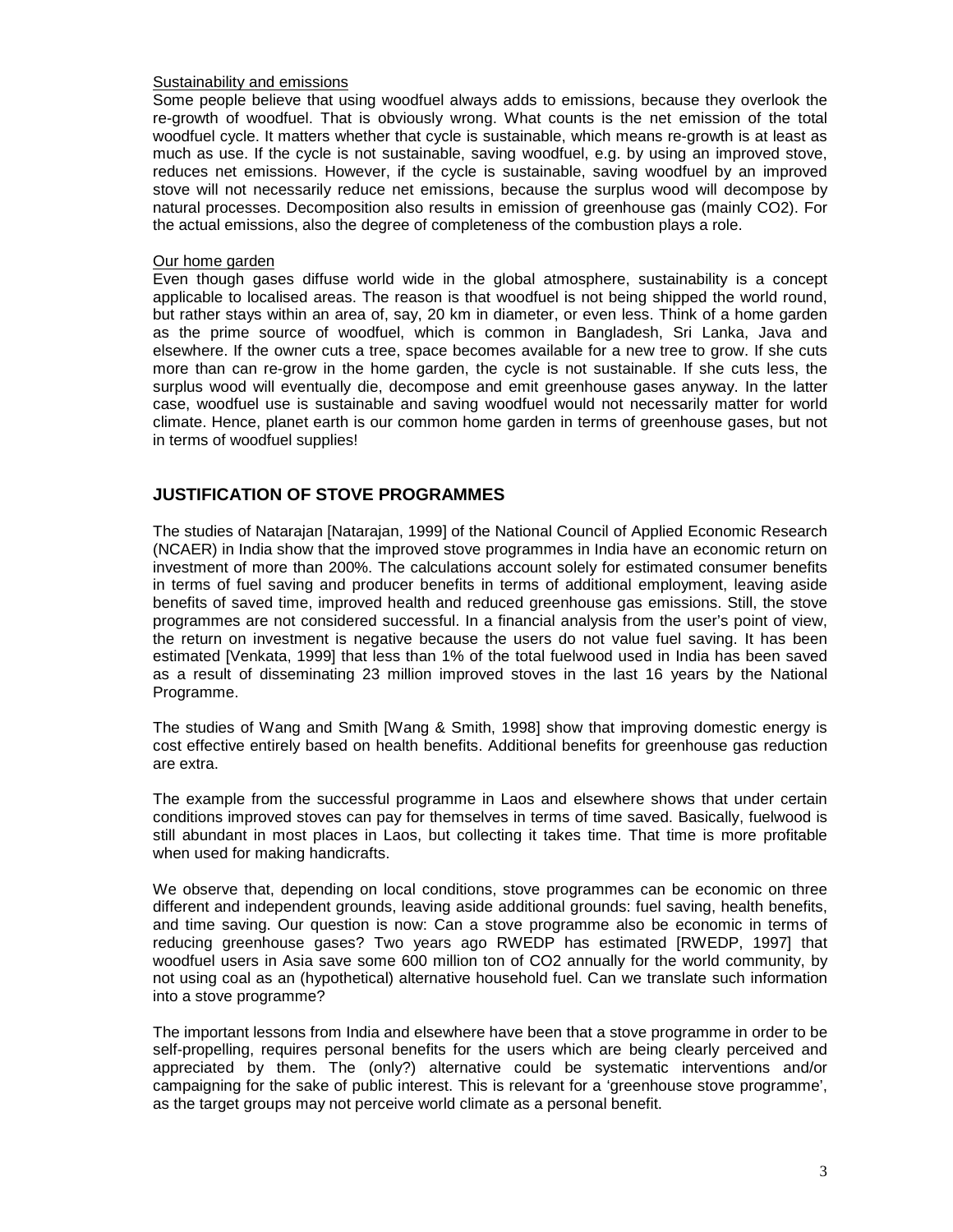Sustainability and emissions

Some people believe that using woodfuel always adds to emissions, because they overlook the re-growth of woodfuel. That is obviously wrong. What counts is the net emission of the total woodfuel cycle. It matters whether that cycle is sustainable, which means re-growth is at least as much as use. If the cycle is not sustainable, saving woodfuel, e.g. by using an improved stove, reduces net emissions. However, if the cycle is sustainable, saving woodfuel by an improved stove will not necessarily reduce net emissions, because the surplus wood will decompose by natural processes. Decomposition also results in emission of greenhouse gas (mainly $CO_2$). For the actual emissions, also the degree of completeness of the combustion plays a role.

Our home garden

Even though gases diffuse world wide in the global atmosphere, sustainability is a concept applicable to localised areas. The reason is that woodfuel is not being shipped the world round, but rather stays within an area of, say, 20 km in diameter, or even less. Think of a home garden as the prime source of woodfuel, which is common in Bangladesh, Sri Lanka, Java and elsewhere. If the owner cuts a tree, space becomes available for a new tree to grow. If she cuts more than can re-grow in the home garden, the cycle is not sustainable. If she cuts less, the surplus wood will eventually die, decompose and emit greenhouse gases anyway. In the latter case, woodfuel use is sustainable and saving woodfuel would not necessarily matter for world climate. Hence, planet earth is our common home garden in terms of greenhouse gases, but not in terms of woodfuel supplies!

## JUSTIFICATION OF STOVE PROGRAMMES

The studies of Natarajan [Natarajan, 1999] of the National Council of Applied Economic Research (NCAER) in India show that the improved stove programmes in India have an economic return on investment of more than 200%. The calculations account solely for estimated consumer benefits in terms of fuel saving and producer benefits in terms of additional employment, leaving aside benefits of saved time, improved health and reduced greenhouse gas emissions. Still, the stove programmes are not considered successful. In a financial analysis from the user's point of view, the return on investment is negative because the users do not value fuel saving. It has been estimated [Venkata, 1999] that less than 1% of the total fuelwood used in India has been saved as a result of disseminating 23 million improved stoves in the last 16 years by the National Programme.

The studies of Wang and Smith [Wang & Smith, 1998] show that improving domestic energy is cost effective entirely based on health benefits. Additional benefits for greenhouse gas reduction are extra.

The example from the successful programme in Laos and elsewhere shows that under certain conditions improved stoves can pay for themselves in terms of time saved. Basically, fuelwood is still abundant in most places in Laos, but collecting it takes time. That time is more profitable when used for making handicrafts.

We observe that, depending on local conditions, stove programmes can be economic on three different and independent grounds, leaving aside additional grounds: fuel saving, health benefits, and time saving. Our question is now: Can a stove programme also be economic in terms of reducing greenhouse gases? Two years ago RWEDP has estimated [RWEDP, 1997] that woodfuel users in Asia save some 600 million ton of $CO_2$ annually for the world community, by not using coal as an (hypothetical) alternative household fuel. Can we translate such information into a stove programme?

The important lessons from India and elsewhere have been that a stove programme in order to be self-propelling, requires personal benefits for the users which are being clearly perceived and appreciated by them. The (only?) alternative could be systematic interventions and/or campaigning for the sake of public interest. This is relevant for a 'greenhouse stove programme', as the target groups may not perceive world climate as a personal benefit.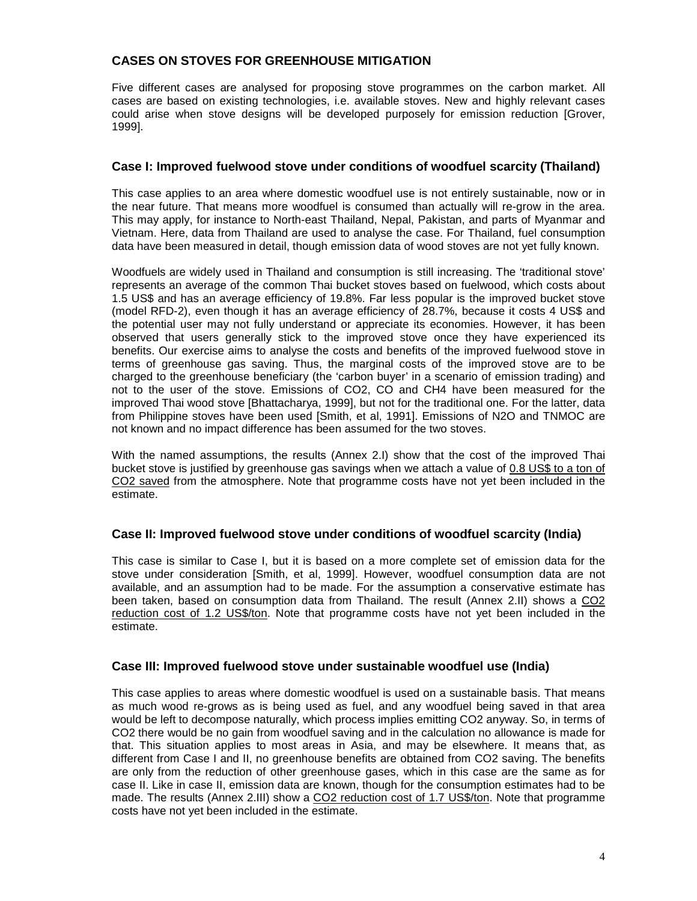## CASES ON STOVES FOR GREENHOUSE MITIGATION

Five different cases are analysed for proposing stove programmes on the carbon market. All cases are based on existing technologies, i.e. available stoves. New and highly relevant cases could arise when stove designs will be developed purposely for emission reduction [Grover, 1999].

### Case I: Improved fuelwood stove under conditions of woodfuel scarcity (Thailand)

This case applies to an area where domestic woodfuel use is not entirely sustainable, now or in the near future. That means more woodfuel is consumed than actually will re-grow in the area. This may apply, for instance to North-east Thailand, Nepal, Pakistan, and parts of Myanmar and Vietnam. Here, data from Thailand are used to analyse the case. For Thailand, fuel consumption data have been measured in detail, though emission data of wood stoves are not yet fully known.

Woodfuels are widely used in Thailand and consumption is still increasing. The 'traditional stove' represents an average of the common Thai bucket stoves based on fuelwood, which costs about 1.5 US$ and has an average efficiency of 19.8%. Far less popular is the improved bucket stove (model RFD-2), even though it has an average efficiency of 28.7%, because it costs 4 US$ and the potential user may not fully understand or appreciate its economies. However, it has been observed that users generally stick to the improved stove once they have experienced its benefits. Our exercise aims to analyse the costs and benefits of the improved fuelwood stove in terms of greenhouse gas saving. Thus, the marginal costs of the improved stove are to be charged to the greenhouse beneficiary (the 'carbon buyer' in a scenario of emission trading) and not to the user of the stove. Emissions of $CO_2$, CO and $CH_4$ have been measured for the improved Thai wood stove [Bhattacharya, 1999], but not for the traditional one. For the latter, data from Philippine stoves have been used [Smith, et al, 1991]. Emissions of $N_2O$ and TNMOC are not known and no impact difference has been assumed for the two stoves.

With the named assumptions, the results (Annex 2.I) show that the cost of the improved Thai bucket stove is justified by greenhouse gas savings when we attach a value of <u>0.8 US$ to a ton of $CO_2$ saved</u> from the atmosphere. Note that programme costs have not yet been included in the estimate.

### Case II: Improved fuelwood stove under conditions of woodfuel scarcity (India)

This case is similar to Case I, but it is based on a more complete set of emission data for the stove under consideration [Smith, et al, 1999]. However, woodfuel consumption data are not available, and an assumption had to be made. For the assumption a conservative estimate has been taken, based on consumption data from Thailand. The result (Annex 2.II) shows a <u>$CO_2$ reduction cost of 1.2 US$/ton</u>. Note that programme costs have not yet been included in the estimate.

### Case III: Improved fuelwood stove under sustainable woodfuel use (India)

This case applies to areas where domestic woodfuel is used on a sustainable basis. That means as much wood re-grows as is being used as fuel, and any woodfuel being saved in that area would be left to decompose naturally, which process implies emitting $CO_2$ anyway. So, in terms of $CO_2$ there would be no gain from woodfuel saving and in the calculation no allowance is made for that. This situation applies to most areas in Asia, and may be elsewhere. It means that, as different from Case I and II, no greenhouse benefits are obtained from $CO_2$ saving. The benefits are only from the reduction of other greenhouse gases, which in this case are the same as for case II. Like in case II, emission data are known, though for the consumption estimates had to be made. The results (Annex 2.III) show a <u>$CO_2$ reduction cost of 1.7 US$/ton</u>. Note that programme costs have not yet been included in the estimate.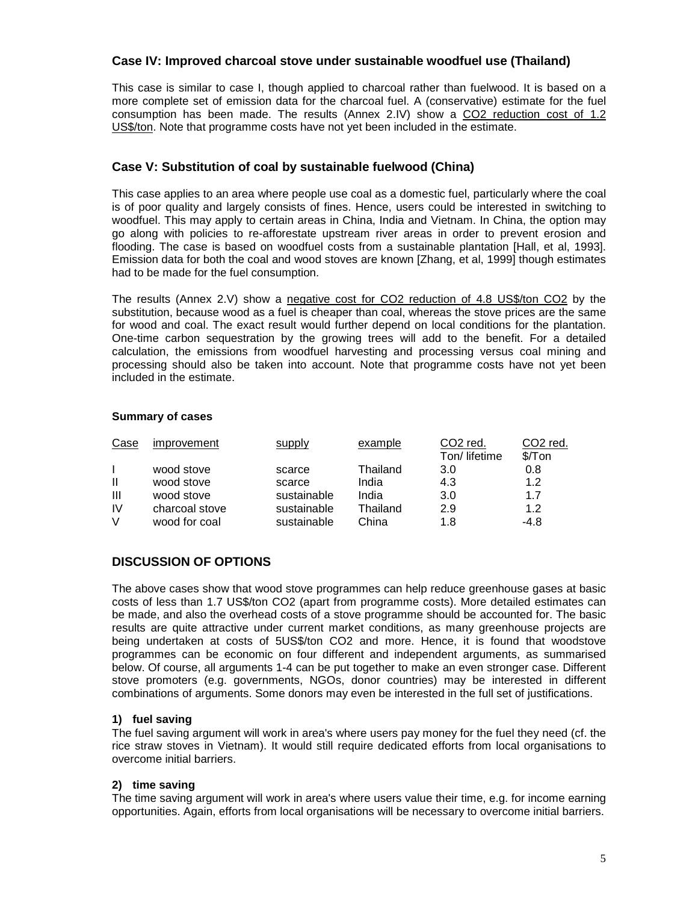### Case IV: Improved charcoal stove under sustainable woodfuel use (Thailand)

This case is similar to case I, though applied to charcoal rather than fuelwood. It is based on a more complete set of emission data for the charcoal fuel. A (conservative) estimate for the fuel consumption has been made. The results (Annex 2.IV) show a <u>$CO_2$ reduction cost of 1.2 US$/ton</u>. Note that programme costs have not yet been included in the estimate.

### Case V: Substitution of coal by sustainable fuelwood (China)

This case applies to an area where people use coal as a domestic fuel, particularly where the coal is of poor quality and largely consists of fines. Hence, users could be interested in switching to woodfuel. This may apply to certain areas in China, India and Vietnam. In China, the option may go along with policies to re-afforestate upstream river areas in order to prevent erosion and flooding. The case is based on woodfuel costs from a sustainable plantation [Hall, et al, 1993]. Emission data for both the coal and wood stoves are known [Zhang, et al, 1999] though estimates had to be made for the fuel consumption.

The results (Annex 2.V) show a <u>negative cost for $CO_2$ reduction of 4.8 US$/ton $CO_2$</u> by the substitution, because wood as a fuel is cheaper than coal, whereas the stove prices are the same for wood and coal. The exact result would further depend on local conditions for the plantation. One-time carbon sequestration by the growing trees will add to the benefit. For a detailed calculation, the emissions from woodfuel harvesting and processing versus coal mining and processing should also be taken into account. Note that programme costs have not yet been included in the estimate.

**Summary of cases**

| Case | improvement | supply | example | $CO_2$ red. Ton/ lifetime | $CO_2$ red. $/Ton |
|---|---|---|---|---|---|
| I | wood stove | scarce | Thailand | 3.0 | 0.8 |
| II | wood stove | scarce | India | 4.3 | 1.2 |
| III | wood stove | sustainable | India | 3.0 | 1.7 |
| IV | charcoal stove | sustainable | Thailand | 2.9 | 1.2 |
| V | wood for coal | sustainable | China | 1.8 | -4.8 |

## DISCUSSION OF OPTIONS

The above cases show that wood stove programmes can help reduce greenhouse gases at basic costs of less than 1.7 US$/ton $CO_2$ (apart from programme costs). More detailed estimates can be made, and also the overhead costs of a stove programme should be accounted for. The basic results are quite attractive under current market conditions, as many greenhouse projects are being undertaken at costs of 5US$/ton $CO_2$ and more. Hence, it is found that woodstove programmes can be economic on four different and independent arguments, as summarised below. Of course, all arguments 1-4 can be put together to make an even stronger case. Different stove promoters (e.g. governments, NGOs, donor countries) may be interested in different combinations of arguments. Some donors may even be interested in the full set of justifications.

**1) fuel saving**

The fuel saving argument will work in area's where users pay money for the fuel they need (cf. the rice straw stoves in Vietnam). It would still require dedicated efforts from local organisations to overcome initial barriers.

**2) time saving**

The time saving argument will work in area's where users value their time, e.g. for income earning opportunities. Again, efforts from local organisations will be necessary to overcome initial barriers.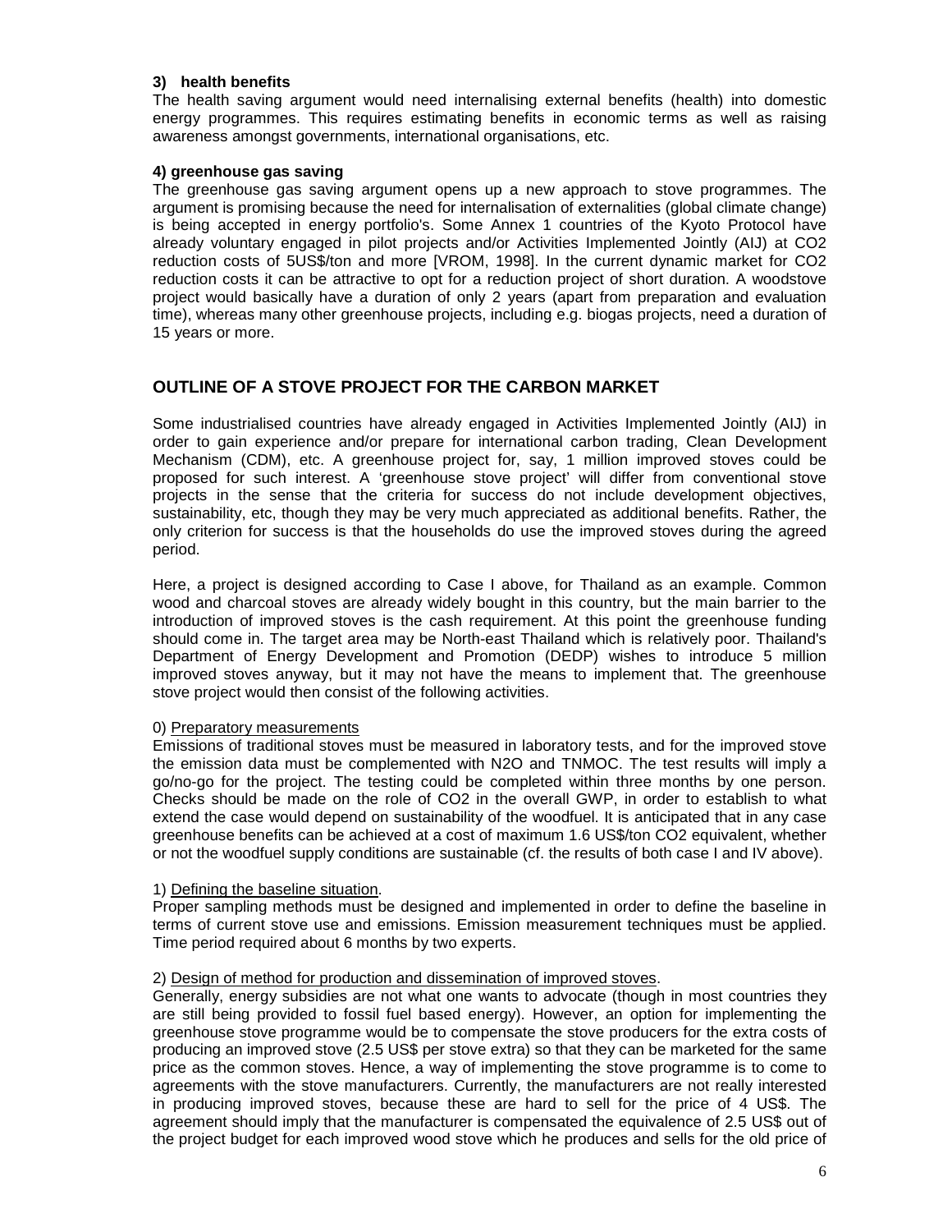#### 3) health benefits

The health saving argument would need internalising external benefits (health) into domestic energy programmes. This requires estimating benefits in economic terms as well as raising awareness amongst governments, international organisations, etc.

#### 4) greenhouse gas saving

The greenhouse gas saving argument opens up a new approach to stove programmes. The argument is promising because the need for internalisation of externalities (global climate change) is being accepted in energy portfolio's. Some Annex 1 countries of the Kyoto Protocol have already voluntary engaged in pilot projects and/or Activities Implemented Jointly (AIJ) at CO2 reduction costs of 5US$/ton and more [VROM, 1998]. In the current dynamic market for CO2 reduction costs it can be attractive to opt for a reduction project of short duration. A woodstove project would basically have a duration of only 2 years (apart from preparation and evaluation time), whereas many other greenhouse projects, including e.g. biogas projects, need a duration of 15 years or more.

## OUTLINE OF A STOVE PROJECT FOR THE CARBON MARKET

Some industrialised countries have already engaged in Activities Implemented Jointly (AIJ) in order to gain experience and/or prepare for international carbon trading, Clean Development Mechanism (CDM), etc. A greenhouse project for, say, 1 million improved stoves could be proposed for such interest. A 'greenhouse stove project' will differ from conventional stove projects in the sense that the criteria for success do not include development objectives, sustainability, etc, though they may be very much appreciated as additional benefits. Rather, the only criterion for success is that the households do use the improved stoves during the agreed period.

Here, a project is designed according to Case I above, for Thailand as an example. Common wood and charcoal stoves are already widely bought in this country, but the main barrier to the introduction of improved stoves is the cash requirement. At this point the greenhouse funding should come in. The target area may be North-east Thailand which is relatively poor. Thailand's Department of Energy Development and Promotion (DEDP) wishes to introduce 5 million improved stoves anyway, but it may not have the means to implement that. The greenhouse stove project would then consist of the following activities.

0) Preparatory measurements

Emissions of traditional stoves must be measured in laboratory tests, and for the improved stove the emission data must be complemented with N2O and TNMOC. The test results will imply a go/no-go for the project. The testing could be completed within three months by one person. Checks should be made on the role of CO2 in the overall GWP, in order to establish to what extend the case would depend on sustainability of the woodfuel. It is anticipated that in any case greenhouse benefits can be achieved at a cost of maximum 1.6 US$/ton CO2 equivalent, whether or not the woodfuel supply conditions are sustainable (cf. the results of both case I and IV above).

1) Defining the baseline situation.

Proper sampling methods must be designed and implemented in order to define the baseline in terms of current stove use and emissions. Emission measurement techniques must be applied. Time period required about 6 months by two experts.

2) Design of method for production and dissemination of improved stoves.

Generally, energy subsidies are not what one wants to advocate (though in most countries they are still being provided to fossil fuel based energy). However, an option for implementing the greenhouse stove programme would be to compensate the stove producers for the extra costs of producing an improved stove (2.5 US$ per stove extra) so that they can be marketed for the same price as the common stoves. Hence, a way of implementing the stove programme is to come to agreements with the stove manufacturers. Currently, the manufacturers are not really interested in producing improved stoves, because these are hard to sell for the price of 4 US$. The agreement should imply that the manufacturer is compensated the equivalence of 2.5 US$ out of the project budget for each improved wood stove which he produces and sells for the old price of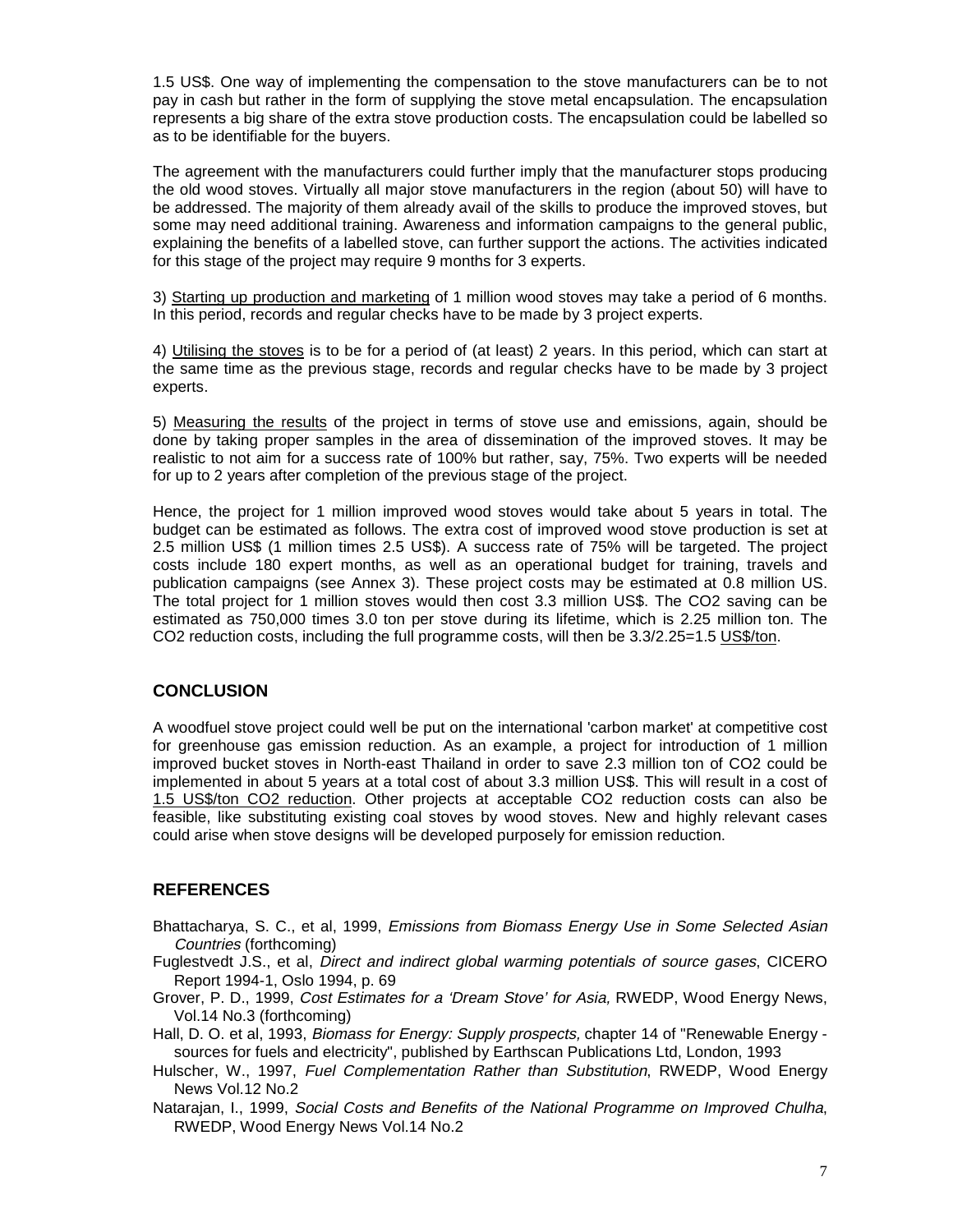1.5 US$. One way of implementing the compensation to the stove manufacturers can be to not pay in cash but rather in the form of supplying the stove metal encapsulation. The encapsulation represents a big share of the extra stove production costs. The encapsulation could be labelled so as to be identifiable for the buyers.

The agreement with the manufacturers could further imply that the manufacturer stops producing the old wood stoves. Virtually all major stove manufacturers in the region (about 50) will have to be addressed. The majority of them already avail of the skills to produce the improved stoves, but some may need additional training. Awareness and information campaigns to the general public, explaining the benefits of a labelled stove, can further support the actions. The activities indicated for this stage of the project may require 9 months for 3 experts.

3) <u>Starting up production and marketing</u> of 1 million wood stoves may take a period of 6 months. In this period, records and regular checks have to be made by 3 project experts.

4) <u>Utilising the stoves</u> is to be for a period of (at least) 2 years. In this period, which can start at the same time as the previous stage, records and regular checks have to be made by 3 project experts.

5) <u>Measuring the results</u> of the project in terms of stove use and emissions, again, should be done by taking proper samples in the area of dissemination of the improved stoves. It may be realistic to not aim for a success rate of 100% but rather, say, 75%. Two experts will be needed for up to 2 years after completion of the previous stage of the project.

Hence, the project for 1 million improved wood stoves would take about 5 years in total. The budget can be estimated as follows. The extra cost of improved wood stove production is set at 2.5 million US$ (1 million times 2.5 US$). A success rate of 75% will be targeted. The project costs include 180 expert months, as well as an operational budget for training, travels and publication campaigns (see Annex 3). These project costs may be estimated at 0.8 million US. The total project for 1 million stoves would then cost 3.3 million US$. The $CO_2$ saving can be estimated as 750,000 times 3.0 ton per stove during its lifetime, which is 2.25 million ton. The $CO_2$ reduction costs, including the full programme costs, will then be 3.3/2.25=1.5 <u>US$/ton</u>.

## CONCLUSION

A woodfuel stove project could well be put on the international 'carbon market' at competitive cost for greenhouse gas emission reduction. As an example, a project for introduction of 1 million improved bucket stoves in North-east Thailand in order to save 2.3 million ton of $CO_2$ could be implemented in about 5 years at a total cost of about 3.3 million US$. This will result in a cost of <u>1.5 US$/ton CO2 reduction</u>. Other projects at acceptable $CO_2$ reduction costs can also be feasible, like substituting existing coal stoves by wood stoves. New and highly relevant cases could arise when stove designs will be developed purposely for emission reduction.

## REFERENCES

Bhattacharya, S. C., et al, 1999, *Emissions from Biomass Energy Use in Some Selected Asian Countries* (forthcoming)

Fuglestvedt J.S., et al, *Direct and indirect global warming potentials of source gases*, CICERO Report 1994-1, Oslo 1994, p. 69

Grover, P. D., 1999, *Cost Estimates for a 'Dream Stove' for Asia,* RWEDP, Wood Energy News, Vol.14 No.3 (forthcoming)

Hall, D. O. et al, 1993, *Biomass for Energy: Supply prospects,* chapter 14 of "Renewable Energy - sources for fuels and electricity", published by Earthscan Publications Ltd, London, 1993

Hulscher, W., 1997, *Fuel Complementation Rather than Substitution*, RWEDP, Wood Energy News Vol.12 No.2

Natarajan, I., 1999, *Social Costs and Benefits of the National Programme on Improved Chulha*, RWEDP, Wood Energy News Vol.14 No.2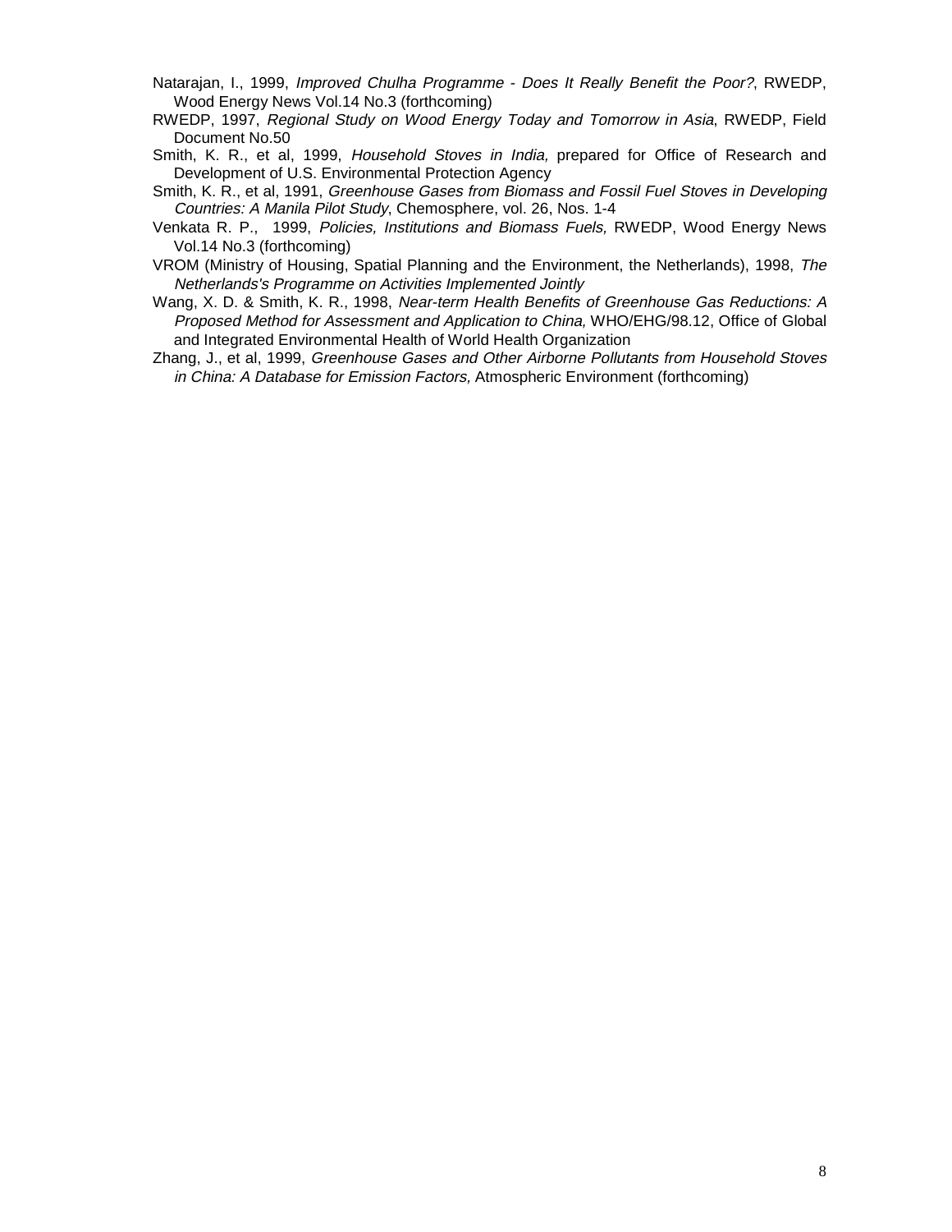Natarajan, I., 1999, *Improved Chulha Programme - Does It Really Benefit the Poor?*, RWEDP, Wood Energy News Vol.14 No.3 (forthcoming)

RWEDP, 1997, *Regional Study on Wood Energy Today and Tomorrow in Asia*, RWEDP, Field Document No.50

Smith, K. R., et al, 1999, *Household Stoves in India,* prepared for Office of Research and Development of U.S. Environmental Protection Agency

Smith, K. R., et al, 1991, *Greenhouse Gases from Biomass and Fossil Fuel Stoves in Developing Countries: A Manila Pilot Study*, Chemosphere, vol. 26, Nos. 1-4

Venkata R. P., 1999, *Policies, Institutions and Biomass Fuels,* RWEDP, Wood Energy News Vol.14 No.3 (forthcoming)

VROM (Ministry of Housing, Spatial Planning and the Environment, the Netherlands), 1998, *The Netherlands's Programme on Activities Implemented Jointly*

Wang, X. D. & Smith, K. R., 1998, *Near-term Health Benefits of Greenhouse Gas Reductions: A Proposed Method for Assessment and Application to China,* WHO/EHG/98.12, Office of Global and Integrated Environmental Health of World Health Organization

Zhang, J., et al, 1999, *Greenhouse Gases and Other Airborne Pollutants from Household Stoves in China: A Database for Emission Factors,* Atmospheric Environment (forthcoming)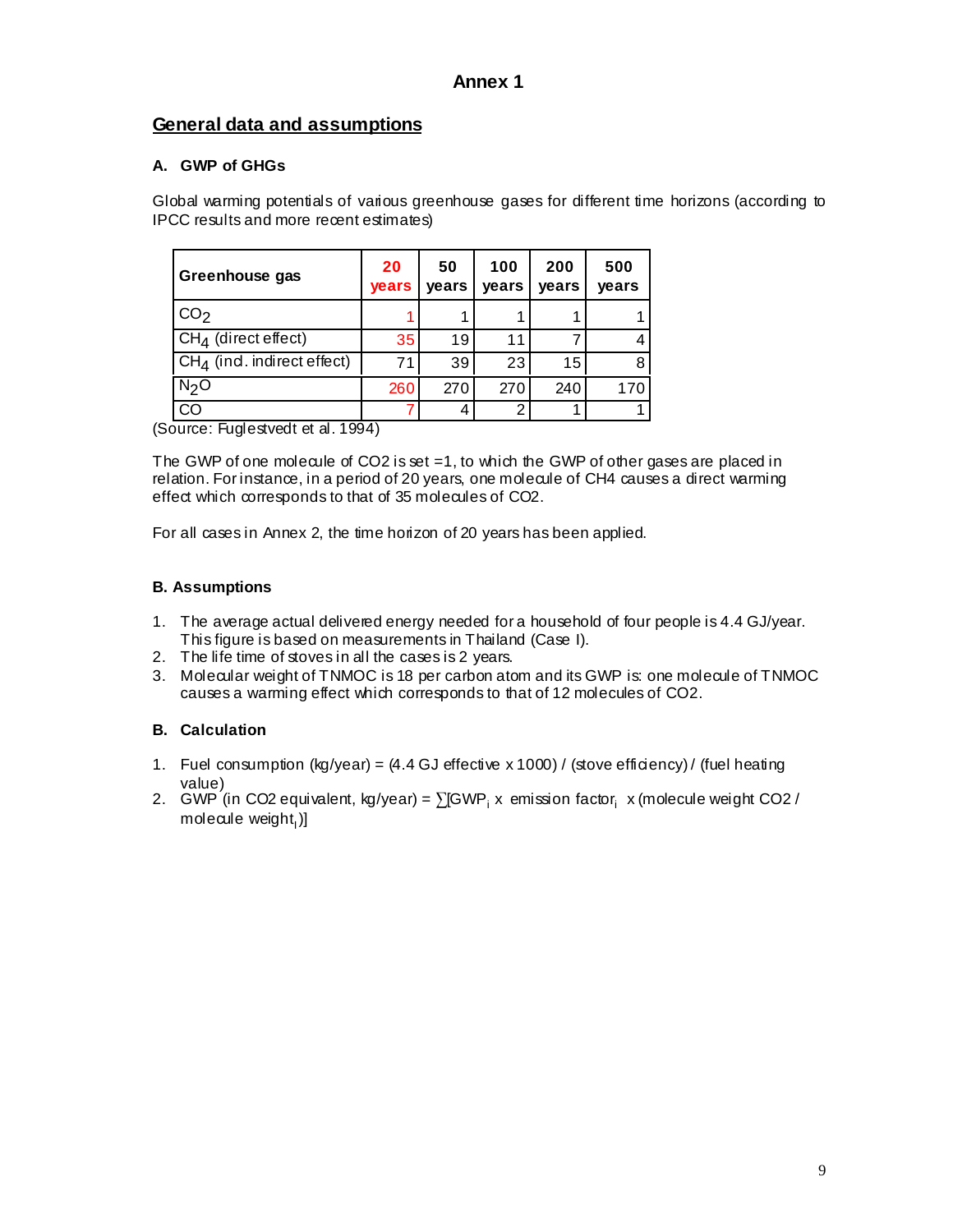# Annex 1

## General data and assumptions

### A. GWP of GHGs

Global warming potentials of various greenhouse gases for different time horizons (according to IPCC results and more recent estimates)

| Greenhouse gas | 20 years | 50 years | 100 years | 200 years | 500 years |
|---|---|---|---|---|---|
| $CO_2$ | 1 | 1 | 1 | 1 | 1 |
| $CH_4$ (direct effect) | 35 | 19 | 11 | 7 | 4 |
| $CH_4$ (incl. indirect effect) | 71 | 39 | 23 | 15 | 8 |
| $N_2O$ | 260 | 270 | 270 | 240 | 170 |
| CO | 7 | 4 | 2 | 1 | 1 |

(Source: Fuglestvedt et al. 1994)

The GWP of one molecule of CO2 is set =1, to which the GWP of other gases are placed in relation. For instance, in a period of 20 years, one molecule of CH4 causes a direct warming effect which corresponds to that of 35 molecules of CO2.

For all cases in Annex 2, the time horizon of 20 years has been applied.

### B. Assumptions

1. The average actual delivered energy needed for a household of four people is 4.4 GJ/year. This figure is based on measurements in Thailand (Case I).
2. The life time of stoves in all the cases is 2 years.
3. Molecular weight of TNMOC is 18 per carbon atom and its GWP is: one molecule of TNMOC causes a warming effect which corresponds to that of 12 molecules of CO2.

### B. Calculation

1. Fuel consumption (kg/year) = (4.4 GJ effective x 1000) / (stove efficiency) / (fuel heating value)
2. GWP (in CO2 equivalent, kg/year) = $\sum$[$GWP_i$ x emission $factor_i$ x (molecule weight CO2 / molecule $weight_i$)]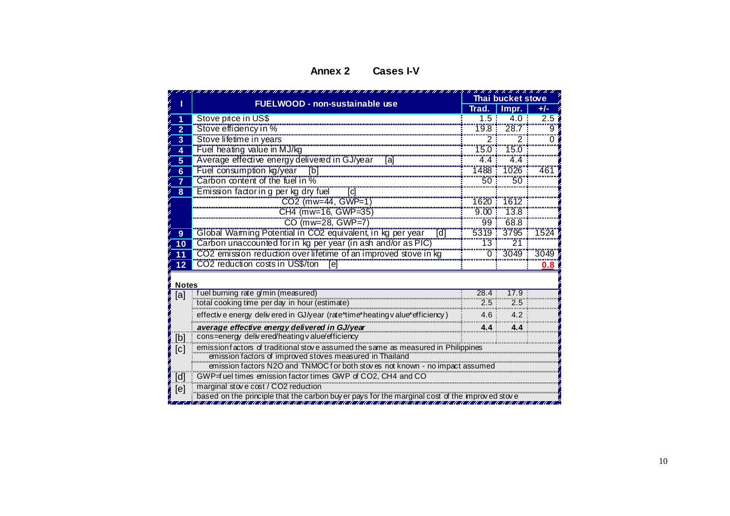## Annex 2 Cases I-V

| I | FUELWOOD - non-sustainable use | Thai bucket stove | | |
|---|---|---|---|---|
| | | Trad. | Impr. | +/- |
| 1 | Stove price in US$ | 1.5 | 4.0 | 2.5 |
| 2 | Stove efficiency in % | 19.8 | 28.7 | 9 |
| 3 | Stove lifetime in years | 2 | 2 | 0 |
| 4 | Fuel heating value in MJ/kg | 15.0 | 15.0 | |
| 5 | Average effective energy delivered in GJ/year [a] | 4.4 | 4.4 | |
| 6 | Fuel consumption kg/year [b] | 1488 | 1026 | 461 |
| 7 | Carbon content of the fuel in % | 50 | 50 | |
| 8 | Emission factor in g per kg dry fuel [c] | | | |
| | $CO_2$ (mw=44, GWP=1) | 1620 | 1612 | |
| | $CH_4$ (mw=16, GWP=35) | 9.00 | 13.8 | |
| | CO (mw=28, GWP=7) | 99 | 68.8 | |
| 9 | Global Warming Potential in $CO_2$ equivalent, in kg per year [d] | 5319 | 3795 | 1524 |
| 10 | Carbon unaccounted for in kg per year (in ash and/or as PIC) | 13 | 21 | |
| 11 | $CO_2$ emission reduction over lifetime of an improved stove in kg | 0 | 3049 | 3049 |
| 12 | $CO_2$ reduction costs in US$/ton [e] | | | **0.8** |

**Notes**

| | | Trad. | Impr. | |
|---|---|---|---|---|
| [a] | fuel burning rate g/min (measured) | 28.4 | 17.9 | |
| | total cooking time per day in hour (estimate) | 2.5 | 2.5 | |
| | effective energy delivered in GJ/year (rate*time*heating value*efficiency) | 4.6 | 4.2 | |
| | ***average effective energy delivered in GJ/year*** | **4.4** | **4.4** | |
| [b] | cons=energy delivered/heating value/efficiency | | | |
| [c] | emission factors of traditional stove assumed the same as measured in Philippines | | | |
| | emission factors of improved stoves measured in Thailand | | | |
| | emission factors $N_2O$ and TNMOC for both stoves not known - no impact assumed | | | |
| [d] | GWP=fuel times emission factor times GWP of $CO_2$, $CH_4$ and CO | | | |
| [e] | marginal stove cost / $CO_2$ reduction | | | |
| | based on the principle that the carbon buyer pays for the marginal cost of the improved stove | | | |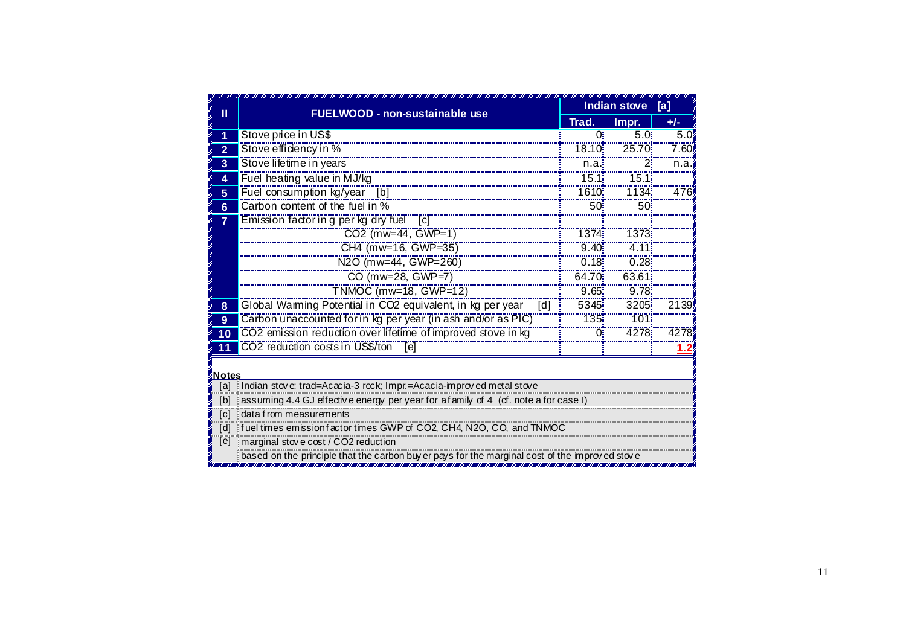| II | FUELWOOD - non-sustainable use | Indian stove [a] | | |
|---|---|---|---|---|
| | | Trad. | Impr. | +/- |
| 1 | Stove price in US$ | 0 | 5.0 | 5.0 |
| 2 | Stove efficiency in % | 18.10 | 25.70 | 7.60 |
| 3 | Stove lifetime in years | n.a. | 2 | n.a. |
| 4 | Fuel heating value in MJ/kg | 15.1 | 15.1 | |
| 5 | Fuel consumption kg/year [b] | 1610 | 1134 | 476 |
| 6 | Carbon content of the fuel in % | 50 | 50 | |
| 7 | Emission factor in g per kg dry fuel [c] | | | |
| | $CO_2$ (mw=44, GWP=1) | 1374 | 1373 | |
| | $CH_4$ (mw=16, GWP=35) | 9.40 | 4.11 | |
| | $N_2O$ (mw=44, GWP=260) | 0.18 | 0.28 | |
| | CO (mw=28, GWP=7) | 64.70 | 63.61 | |
| | TNMOC (mw=18, GWP=12) | 9.65 | 9.78 | |
| 8 | Global Warming Potential in $CO_2$ equivalent, in kg per year [d] | 5345 | 3205 | 2139 |
| 9 | Carbon unaccounted for in kg per year (in ash and/or as PIC) | 135 | 101 | |
| 10 | $CO_2$ emission reduction over lifetime of improved stove in kg | 0 | 4278 | 4278 |
| 11 | $CO_2$ reduction costs in US$/ton [e] | | | **1.2** |

**Notes**

| | |
|---|---|
| [a] | Indian stove: trad=Acacia-3 rock; Impr.=Acacia-improved metal stove |
| [b] | assuming 4.4 GJ effective energy per year for a family of 4 (cf. note a for case I) |
| [c] | data from measurements |
| [d] | fuel times emission factor times GWP of $CO_2$, $CH_4$, $N_2O$, CO, and TNMOC |
| [e] | marginal stove cost / $CO_2$ reduction |
| | based on the principle that the carbon buyer pays for the marginal cost of the improved stove |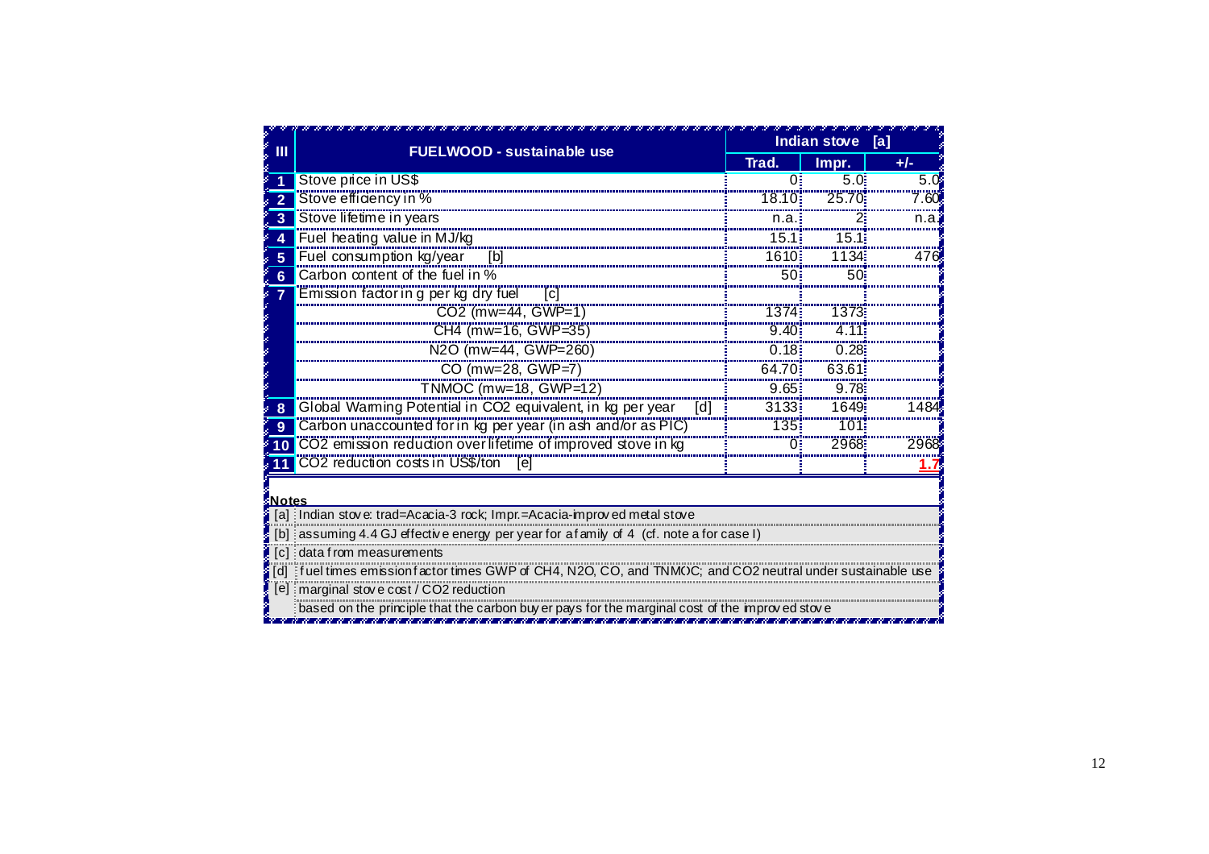| III | FUELWOOD - sustainable use | Indian stove [a] | | |
|---|---|---|---|---|
| | | Trad. | Impr. | +/- |
| 1 | Stove price in US$ | 0 | 5.0 | 5.0 |
| 2 | Stove efficiency in % | 18.10 | 25.70 | 7.60 |
| 3 | Stove lifetime in years | n.a. | 2 | n.a. |
| 4 | Fuel heating value in MJ/kg | 15.1 | 15.1 | |
| 5 | Fuel consumption kg/year [b] | 1610 | 1134 | 476 |
| 6 | Carbon content of the fuel in % | 50 | 50 | |
| 7 | Emission factor in g per kg dry fuel [c] | | | |
| | $CO_2$ (mw=44, GWP=1) | 1374 | 1373 | |
| | $CH_4$ (mw=16, GWP=35) | 9.40 | 4.11 | |
| | $N_2O$ (mw=44, GWP=260) | 0.18 | 0.28 | |
| | CO (mw=28, GWP=7) | 64.70 | 63.61 | |
| | TNMOC (mw=18, GWP=12) | 9.65 | 9.78 | |
| 8 | Global Warming Potential in $CO_2$ equivalent, in kg per year [d] | 3133 | 1649 | 1484 |
| 9 | Carbon unaccounted for in kg per year (in ash and/or as PIC) | 135 | 101 | |
| 10 | $CO_2$ emission reduction over lifetime of improved stove in kg | 0 | 2968 | 2968 |
| 11 | $CO_2$ reduction costs in US$/ton [e] | | | **1.7** |

**Notes**

[a] Indian stove: trad=Acacia-3 rock; Impr.=Acacia-improved metal stove

[b] assuming 4.4 GJ effective energy per year for a family of 4 (cf. note a for case I)

[c] data from measurements

[d] fuel times emission factor times GWP of $CH_4$, $N_2O$, CO, and TNMOC; and $CO_2$ neutral under sustainable use

[e] marginal stove cost / $CO_2$ reduction
based on the principle that the carbon buyer pays for the marginal cost of the improved stove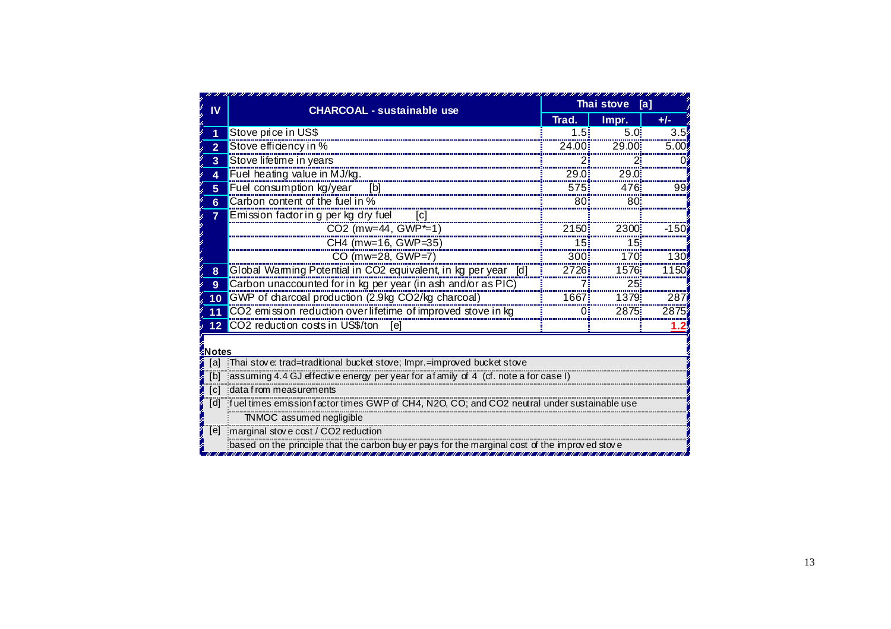| IV | CHARCOAL - sustainable use | Thai stove [a] | | |
|---|---|---|---|---|
| | | Trad. | Impr. | +/- |
| 1 | Stove price in US$ | 1.5 | 5.0 | 3.5 |
| 2 | Stove efficiency in % | 24.00 | 29.00 | 5.00 |
| 3 | Stove lifetime in years | 2 | 2 | 0 |
| 4 | Fuel heating value in MJ/kg. | 29.0 | 29.0 | |
| 5 | Fuel consumption kg/year [b] | 575 | 476 | 99 |
| 6 | Carbon content of the fuel in % | 80 | 80 | |
| 7 | Emission factor in g per kg dry fuel [c] | | | |
| | $CO_2$ (mw=44, GWP*=1) | 2150 | 2300 | -150 |
| | $CH_4$ (mw=16, GWP=35) | 15 | 15 | |
| | CO (mw=28, GWP=7) | 300 | 170 | 130 |
| 8 | Global Warming Potential in $CO_2$ equivalent, in kg per year [d] | 2726 | 1576 | 1150 |
| 9 | Carbon unaccounted for in kg per year (in ash and/or as PIC) | 7 | 25 | |
| 10 | GWP of charcoal production (2.9kg $CO_2$/kg charcoal) | 1667 | 1379 | 287 |
| 11 | $CO_2$ emission reduction over lifetime of improved stove in kg | 0 | 2875 | 2875 |
| 12 | $CO_2$ reduction costs in US$/ton [e] | | | **1.2** |

**Notes**

| | |
|---|---|
| [a] | Thai stove: trad=traditional bucket stove; Impr.=improved bucket stove |
| [b] | assuming 4.4 GJ effective energy per year for a family of 4 (cf. note a for case I) |
| [c] | data from measurements |
| [d] | fuel times emission factor times GWP of $CH_4$, $N_2O$, CO; and $CO_2$ neutral under sustainable use |
| | TNMOC assumed negligible |
| [e] | marginal stove cost / $CO_2$ reduction |
| | based on the principle that the carbon buyer pays for the marginal cost of the improved stove |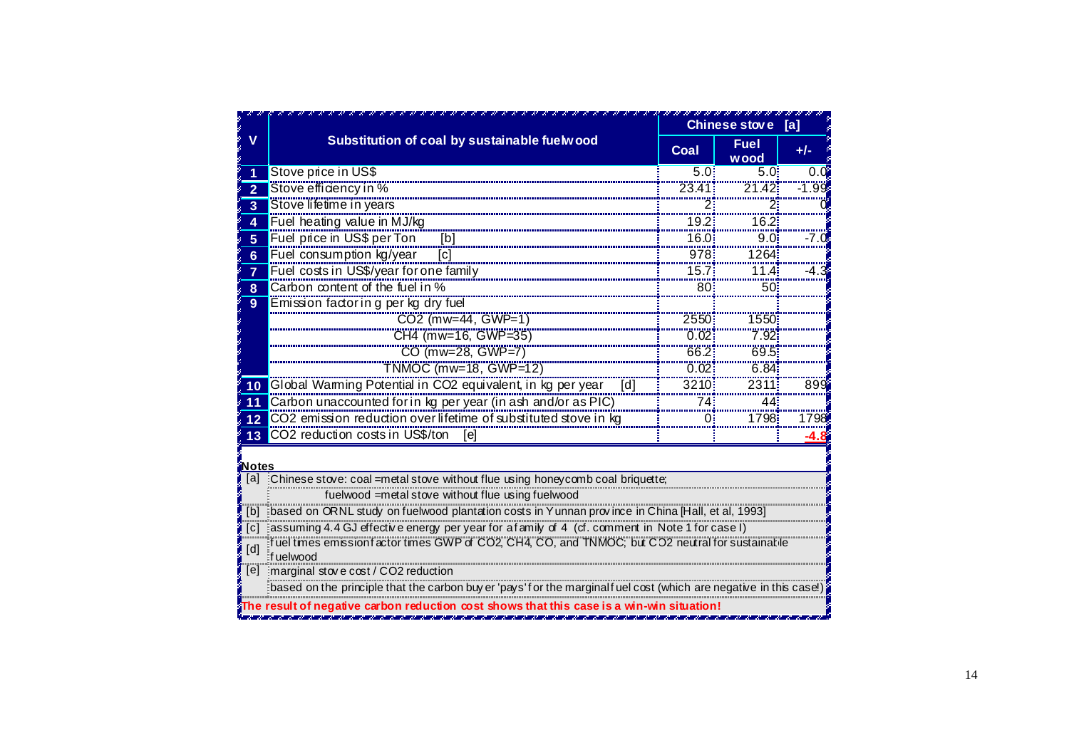| V | Substitution of coal by sustainable fuelwood | Chinese stove [a] | | |
|---|---|---|---|---|
| | | Coal | Fuel wood | +/- |
| 1 | Stove price in US$ | 5.0 | 5.0 | 0.0 |
| 2 | Stove efficiency in % | 23.41 | 21.42 | -1.99 |
| 3 | Stove lifetime in years | 2 | 2 | 0 |
| 4 | Fuel heating value in MJ/kg | 19.2 | 16.2 | |
| 5 | Fuel price in US$ per Ton [b] | 16.0 | 9.0 | -7.0 |
| 6 | Fuel consumption kg/year [c] | 978 | 1264 | |
| 7 | Fuel costs in US$/year for one family | 15.7 | 11.4 | -4.3 |
| 8 | Carbon content of the fuel in % | 80 | 50 | |
| 9 | Emission factor in g per kg dry fuel | | | |
| | $CO_2$ (mw=44, GWP=1) | 2550 | 1550 | |
| | $CH_4$ (mw=16, GWP=35) | 0.02 | 7.92 | |
| | CO (mw=28, GWP=7) | 66.2 | 69.5 | |
| | TNMOC (mw=18, GWP=12) | 0.02 | 6.84 | |
| 10 | Global Warming Potential in $CO_2$ equivalent, in kg per year [d] | 3210 | 2311 | 899 |
| 11 | Carbon unaccounted for in kg per year (in ash and/or as PIC) | 74 | 44 | |
| 12 | $CO_2$ emission reduction over lifetime of substituted stove in kg | 0 | 1798 | 1798 |
| 13 | $CO_2$ reduction costs in US$/ton [e] | | | **-4.8** |

**Notes**

| | |
|---|---|
| [a] | Chinese stove: coal = metal stove without flue using honeycomb coal briquette; |
| | fuelwood = metal stove without flue using fuelwood |
| [b] | based on ORNL study on fuelwood plantation costs in Yunnan province in China [Hall, et al, 1993] |
| [c] | assuming 4.4 GJ effective energy per year for a family of 4 (cf. comment in Note 1 for case I) |
| [d] | fuel times emission factor times GWP of $CO_2$, $CH_4$, CO, and TNMOC; but $CO_2$ neutral for sustainable fuelwood |
| [e] | marginal stove cost / $CO_2$ reduction |
| | based on the principle that the carbon buyer 'pays' for the marginal fuel cost (which are negative in this case!) |

**The result of negative carbon reduction cost shows that this case is a win-win situation!**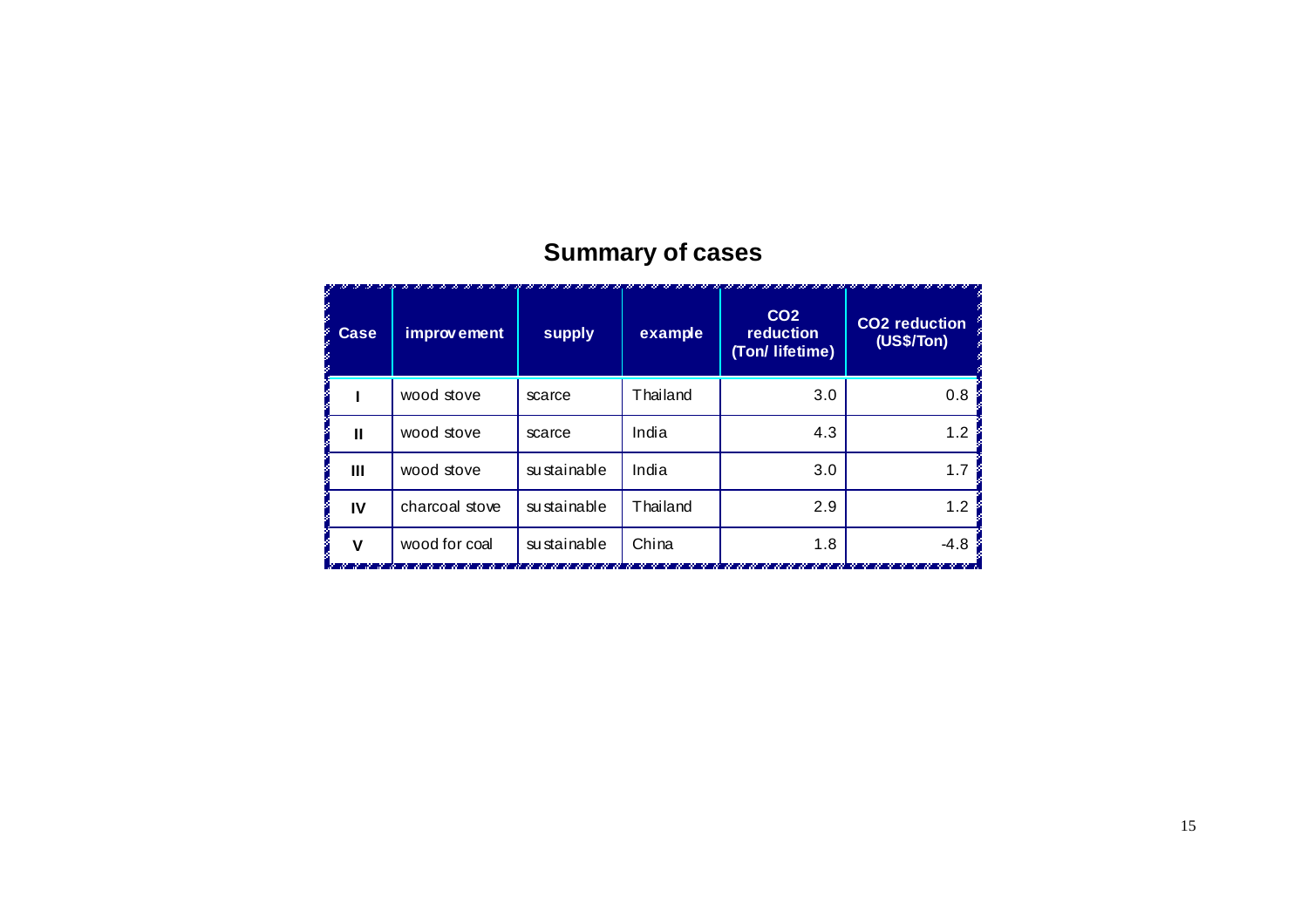## Summary of cases

| Case | improvement | supply | example | $CO_2$ reduction (Ton/ lifetime) | $CO_2$ reduction (US$/Ton) |
|---|---|---|---|---|---|
| I | wood stove | scarce | Thailand | 3.0 | 0.8 |
| II | wood stove | scarce | India | 4.3 | 1.2 |
| III | wood stove | sustainable | India | 3.0 | 1.7 |
| IV | charcoal stove | sustainable | Thailand | 2.9 | 1.2 |
| V | wood for coal | sustainable | China | 1.8 | -4.8 |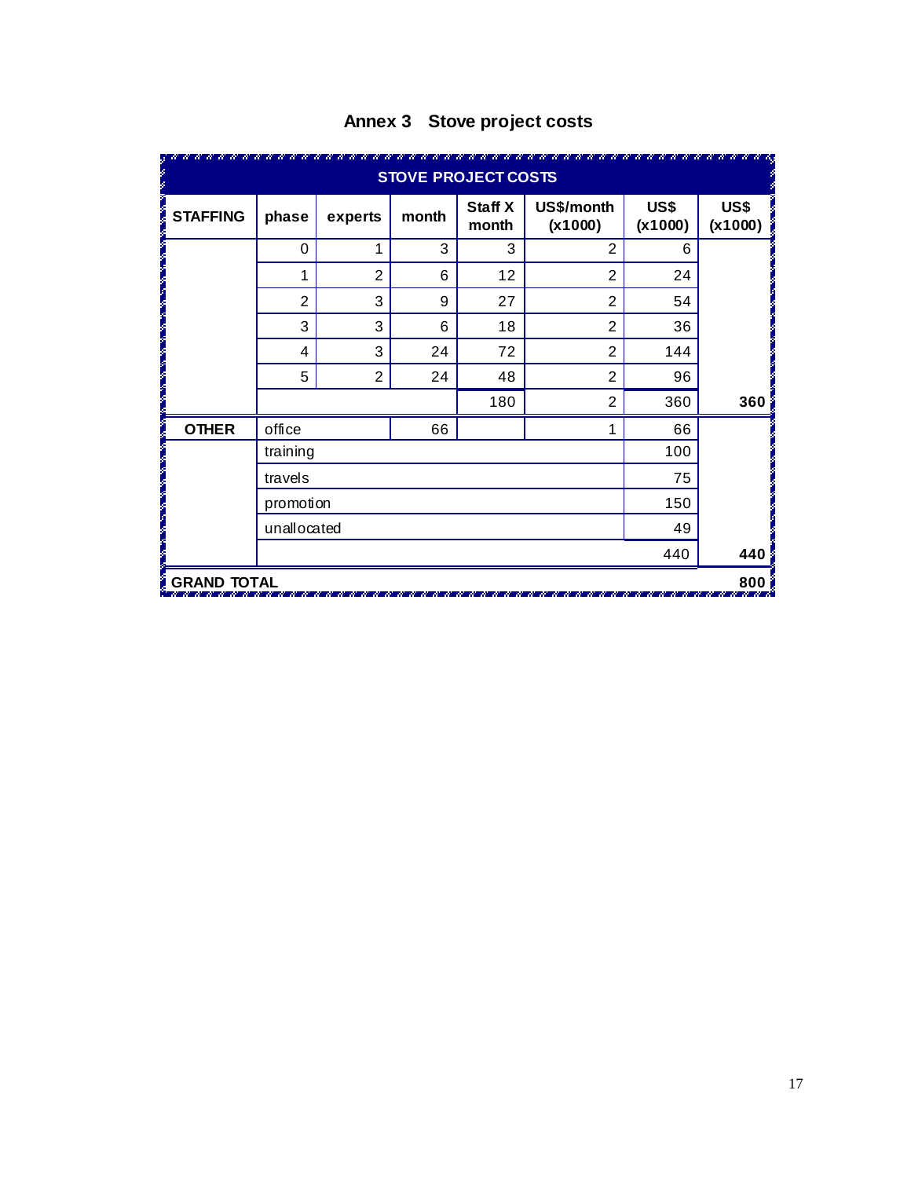## Annex 3 Stove project costs

| STOVE PROJECT COSTS | | | | | | | |
|---|---|---|---|---|---|---|---|
| **STAFFING** | **phase** | **experts** | **month** | **Staff X month** | **US$/month (x1000)** | **US$ (x1000)** | **US$ (x1000)** |
| | 0 | 1 | 3 | 3 | 2 | 6 | |
| | 1 | 2 | 6 | 12 | 2 | 24 | |
| | 2 | 3 | 9 | 27 | 2 | 54 | |
| | 3 | 3 | 6 | 18 | 2 | 36 | |
| | 4 | 3 | 24 | 72 | 2 | 144 | |
| | 5 | 2 | 24 | 48 | 2 | 96 | |
| | | | | 180 | 2 | 360 | **360** |
| **OTHER** | office | | 66 | | 1 | 66 | |
| | training | | | | | 100 | |
| | travels | | | | | 75 | |
| | promotion | | | | | 150 | |
| | unallocated | | | | | 49 | |
| | | | | | | 440 | **440** |
| **GRAND TOTAL** | | | | | | | **800** |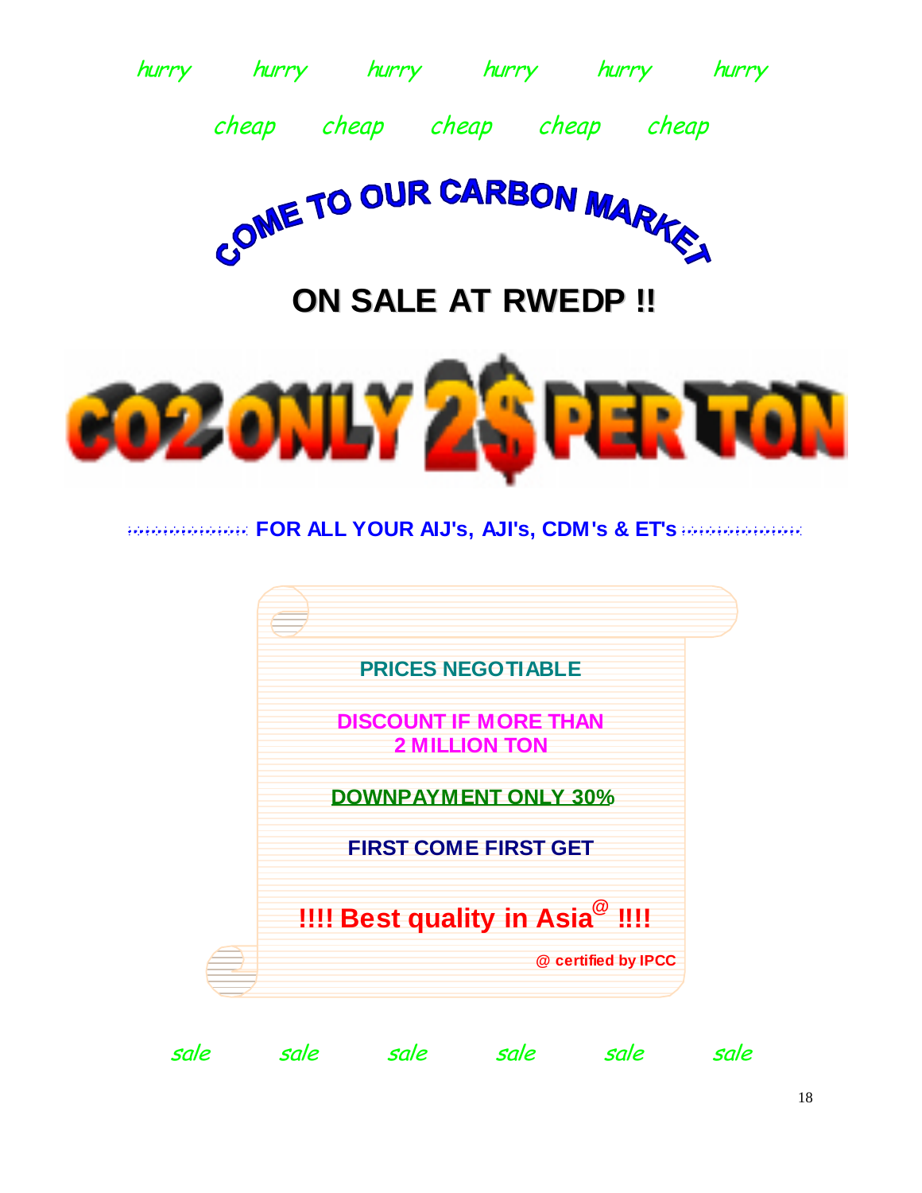*hurry hurry hurry hurry hurry hurry*

*cheap cheap cheap cheap cheap*

# COME TO OUR CARBON MARKET

## ON SALE AT RWEDP !!

# CO2 ONLY 2$ PER TON

**FOR ALL YOUR AIJ's, AJI's, CDM's & ET's**

**PRICES NEGOTIABLE**

**DISCOUNT IF MORE THAN 2 MILLION TON**

**DOWNPAYMENT ONLY 30%**

**FIRST COME FIRST GET**

**!!!! Best quality in Asia@ !!!!**

**@ certified by IPCC**

*sale sale sale sale sale sale*